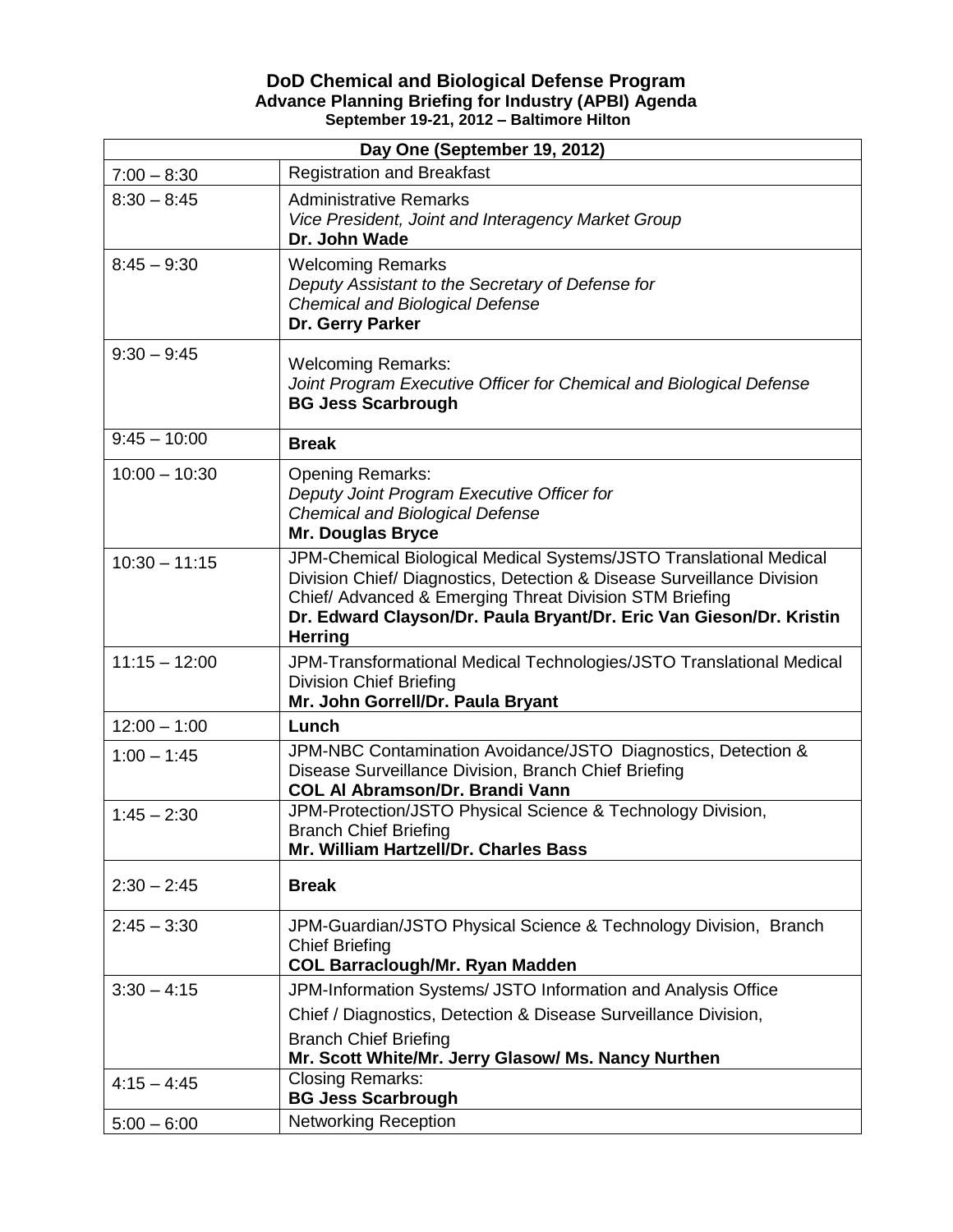# DoD Chemical and Biological Defense Program

## Advance Planning Briefing for Industry (APBI) Agenda

### September 19-21, 2012 – Baltimore Hilton

| Day One (September 19, 2012) | |
|---|---|
| 7:00 – 8:30 | Registration and Breakfast |
| 8:30 – 8:45 | Administrative Remarks<br>*Vice President, Joint and Interagency Market Group*<br>**Dr. John Wade** |
| 8:45 – 9:30 | Welcoming Remarks<br>*Deputy Assistant to the Secretary of Defense for Chemical and Biological Defense*<br>**Dr. Gerry Parker** |
| 9:30 – 9:45 | Welcoming Remarks:<br>*Joint Program Executive Officer for Chemical and Biological Defense*<br>**BG Jess Scarbrough** |
| 9:45 – 10:00 | **Break** |
| 10:00 – 10:30 | Opening Remarks:<br>*Deputy Joint Program Executive Officer for Chemical and Biological Defense*<br>**Mr. Douglas Bryce** |
| 10:30 – 11:15 | JPM-Chemical Biological Medical Systems/JSTO Translational Medical Division Chief/ Diagnostics, Detection & Disease Surveillance Division Chief/ Advanced & Emerging Threat Division STM Briefing<br>**Dr. Edward Clayson/Dr. Paula Bryant/Dr. Eric Van Gieson/Dr. Kristin Herring** |
| 11:15 – 12:00 | JPM-Transformational Medical Technologies/JSTO Translational Medical Division Chief Briefing<br>**Mr. John Gorrell/Dr. Paula Bryant** |
| 12:00 – 1:00 | **Lunch** |
| 1:00 – 1:45 | JPM-NBC Contamination Avoidance/JSTO Diagnostics, Detection & Disease Surveillance Division, Branch Chief Briefing<br>**COL Al Abramson/Dr. Brandi Vann** |
| 1:45 – 2:30 | JPM-Protection/JSTO Physical Science & Technology Division, Branch Chief Briefing<br>**Mr. William Hartzell/Dr. Charles Bass** |
| 2:30 – 2:45 | **Break** |
| 2:45 – 3:30 | JPM-Guardian/JSTO Physical Science & Technology Division, Branch Chief Briefing<br>**COL Barraclough/Mr. Ryan Madden** |
| 3:30 – 4:15 | JPM-Information Systems/ JSTO Information and Analysis Office Chief / Diagnostics, Detection & Disease Surveillance Division, Branch Chief Briefing<br>**Mr. Scott White/Mr. Jerry Glasow/ Ms. Nancy Nurthen** |
| 4:15 – 4:45 | Closing Remarks:<br>**BG Jess Scarbrough** |
| 5:00 – 6:00 | Networking Reception |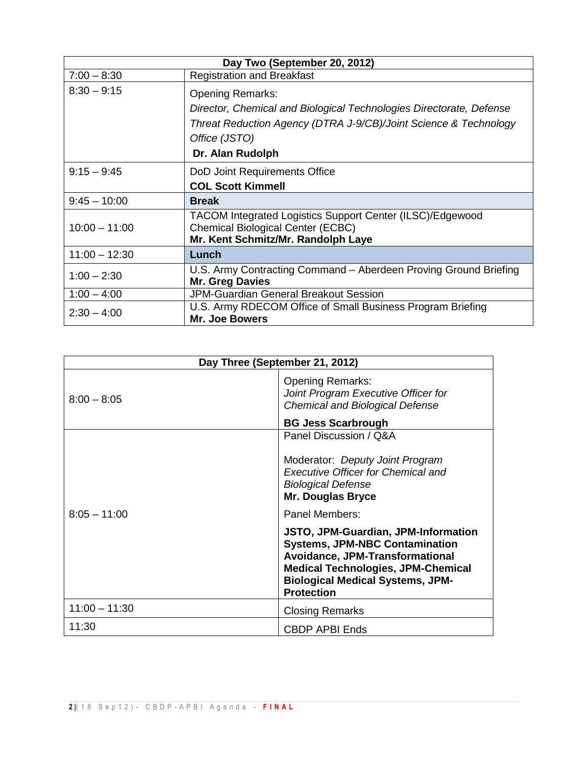| Day Two (September 20, 2012) | |
|---|---|
| 7:00 – 8:30 | Registration and Breakfast |
| 8:30 – 9:15 | Opening Remarks: *Director, Chemical and Biological Technologies Directorate, Defense Threat Reduction Agency (DTRA J-9/CB)/Joint Science & Technology Office (JSTO)* **Dr. Alan Rudolph** |
| 9:15 – 9:45 | DoD Joint Requirements Office **COL Scott Kimmell** |
| 9:45 – 10:00 | **Break** |
| 10:00 – 11:00 | TACOM Integrated Logistics Support Center (ILSC)/Edgewood Chemical Biological Center (ECBC) **Mr. Kent Schmitz/Mr. Randolph Laye** |
| 11:00 – 12:30 | **Lunch** |
| 1:00 – 2:30 | U.S. Army Contracting Command – Aberdeen Proving Ground Briefing **Mr. Greg Davies** |
| 1:00 – 4:00 | JPM-Guardian General Breakout Session |
| 2:30 – 4:00 | U.S. Army RDECOM Office of Small Business Program Briefing **Mr. Joe Bowers** |

| Day Three (September 21, 2012) | |
|---|---|
| 8:00 – 8:05 | Opening Remarks: *Joint Program Executive Officer for Chemical and Biological Defense* **BG Jess Scarbrough** |
| 8:05 – 11:00 | Panel Discussion / Q&A<br><br>Moderator: *Deputy Joint Program Executive Officer for Chemical and Biological Defense* **Mr. Douglas Bryce**<br><br>Panel Members:<br><br>**JSTO, JPM-Guardian, JPM-Information Systems, JPM-NBC Contamination Avoidance, JPM-Transformational Medical Technologies, JPM-Chemical Biological Medical Systems, JPM-Protection** |
| 11:00 – 11:30 | Closing Remarks |
| 11:30 | CBDP APBI Ends |